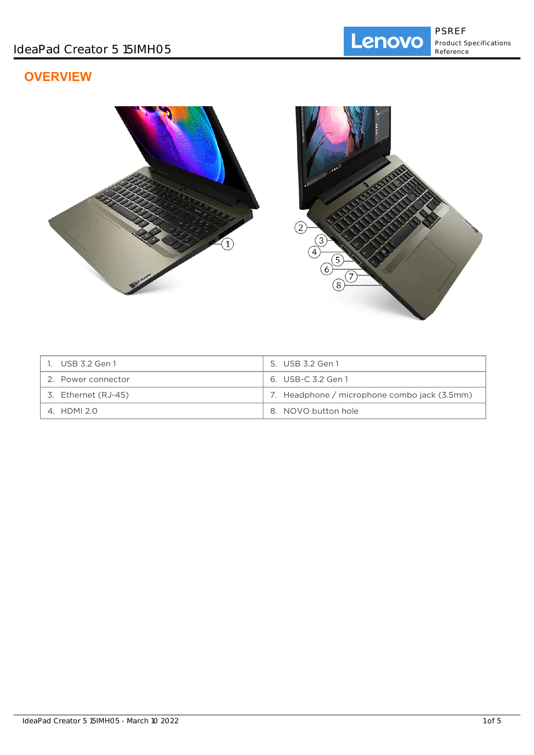# OVERVIEW

| 1. USB 3.2 Gen 1 | 5. USB 3.2 Gen 1 |
|---|---|
| 2. Power connector | 6. USB-C 3.2 Gen 1 |
| 3. Ethernet (RJ-45) | 7. Headphone / microphone combo jack (3.5mm) |
| 4. HDMI 2.0 | 8. NOVO button hole |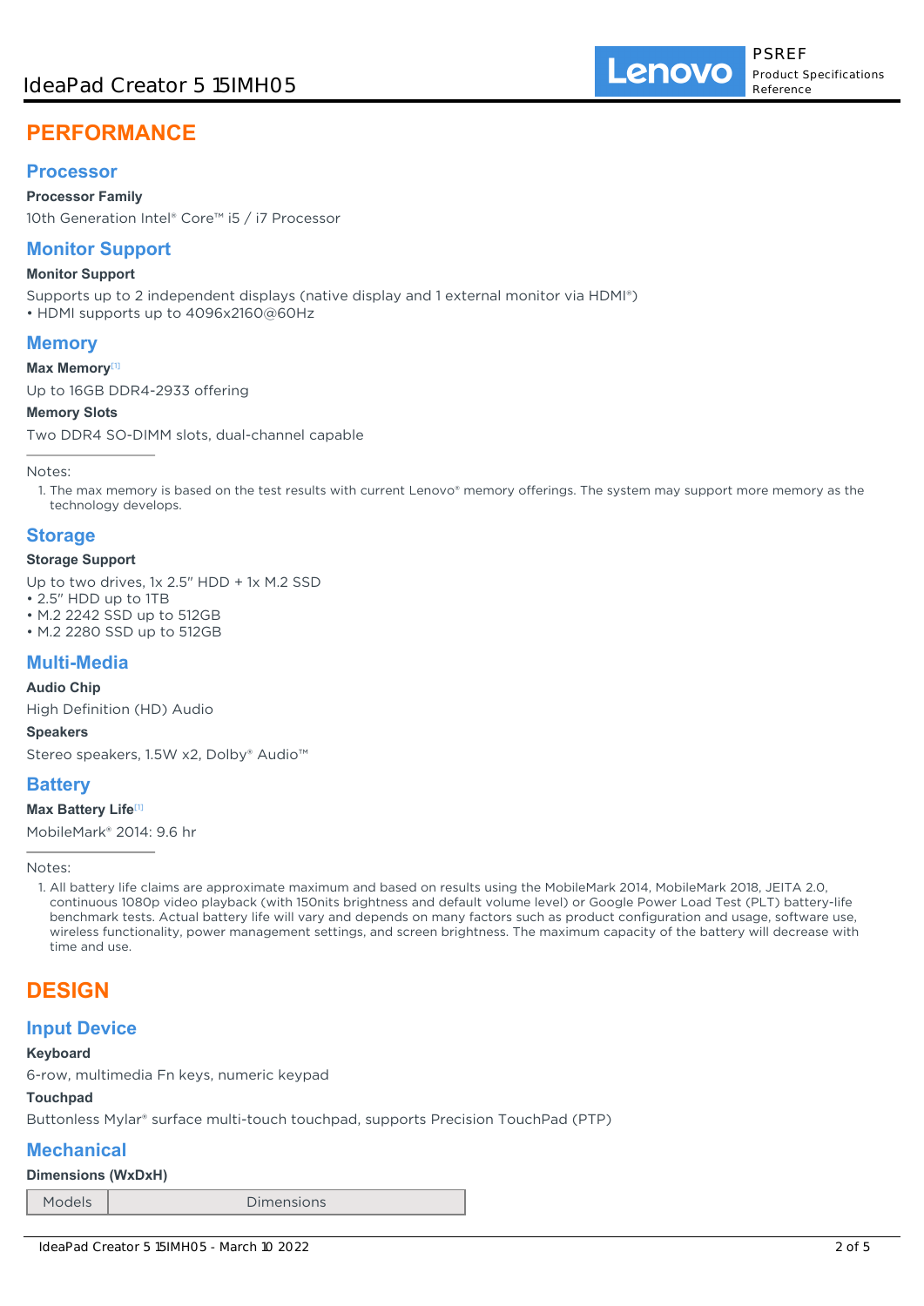# PERFORMANCE

## Processor

**Processor Family**

10th Generation Intel® Core™ i5 / i7 Processor

## Monitor Support

**Monitor Support**

Supports up to 2 independent displays (native display and 1 external monitor via HDMI®)
• HDMI supports up to 4096x2160@60Hz

## Memory

**Max Memory**[1]

Up to 16GB DDR4-2933 offering

**Memory Slots**

Two DDR4 SO-DIMM slots, dual-channel capable

Notes:

1. The max memory is based on the test results with current Lenovo® memory offerings. The system may support more memory as the technology develops.

## Storage

**Storage Support**

Up to two drives, 1x 2.5" HDD + 1x M.2 SSD
• 2.5" HDD up to 1TB
• M.2 2242 SSD up to 512GB
• M.2 2280 SSD up to 512GB

## Multi-Media

**Audio Chip**

High Definition (HD) Audio

**Speakers**

Stereo speakers, 1.5W x2, Dolby® Audio™

## Battery

**Max Battery Life**[1]

MobileMark® 2014: 9.6 hr

Notes:

1. All battery life claims are approximate maximum and based on results using the MobileMark 2014, MobileMark 2018, JEITA 2.0, continuous 1080p video playback (with 150nits brightness and default volume level) or Google Power Load Test (PLT) battery-life benchmark tests. Actual battery life will vary and depends on many factors such as product configuration and usage, software use, wireless functionality, power management settings, and screen brightness. The maximum capacity of the battery will decrease with time and use.

# DESIGN

## Input Device

**Keyboard**

6-row, multimedia Fn keys, numeric keypad

**Touchpad**

Buttonless Mylar® surface multi-touch touchpad, supports Precision TouchPad (PTP)

## Mechanical

**Dimensions (WxDxH)**

| Models | Dimensions |
| --- | --- |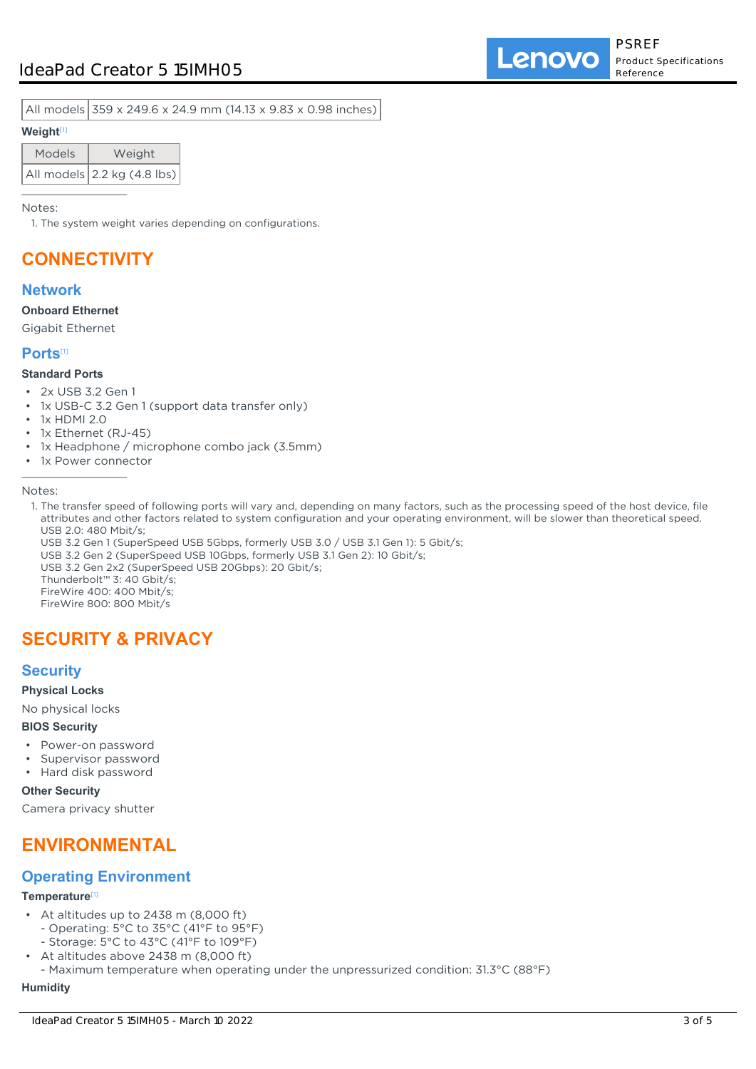| All models | 359 x 249.6 x 24.9 mm (14.13 x 9.83 x 0.98 inches) |
|---|---|

**Weight**[1]

| Models | Weight |
|---|---|
| All models | 2.2 kg (4.8 lbs) |

Notes:

1. The system weight varies depending on configurations.

# CONNECTIVITY

## Network

**Onboard Ethernet**

Gigabit Ethernet

## Ports[1]

**Standard Ports**

- 2x USB 3.2 Gen 1
- 1x USB-C 3.2 Gen 1 (support data transfer only)
- 1x HDMI 2.0
- 1x Ethernet (RJ-45)
- 1x Headphone / microphone combo jack (3.5mm)
- 1x Power connector

Notes:

1. The transfer speed of following ports will vary and, depending on many factors, such as the processing speed of the host device, file attributes and other factors related to system configuration and your operating environment, will be slower than theoretical speed.
   USB 2.0: 480 Mbit/s;
   USB 3.2 Gen 1 (SuperSpeed USB 5Gbps, formerly USB 3.0 / USB 3.1 Gen 1): 5 Gbit/s;
   USB 3.2 Gen 2 (SuperSpeed USB 10Gbps, formerly USB 3.1 Gen 2): 10 Gbit/s;
   USB 3.2 Gen 2x2 (SuperSpeed USB 20Gbps): 20 Gbit/s;
   Thunderbolt™ 3: 40 Gbit/s;
   FireWire 400: 400 Mbit/s;
   FireWire 800: 800 Mbit/s

# SECURITY & PRIVACY

## Security

**Physical Locks**

No physical locks

**BIOS Security**

- Power-on password
- Supervisor password
- Hard disk password

**Other Security**

Camera privacy shutter

# ENVIRONMENTAL

## Operating Environment

**Temperature**[1]

- At altitudes up to 2438 m (8,000 ft)
  - Operating: 5°C to 35°C (41°F to 95°F)
  - Storage: 5°C to 43°C (41°F to 109°F)
- At altitudes above 2438 m (8,000 ft)
  - Maximum temperature when operating under the unpressurized condition: 31.3°C (88°F)

**Humidity**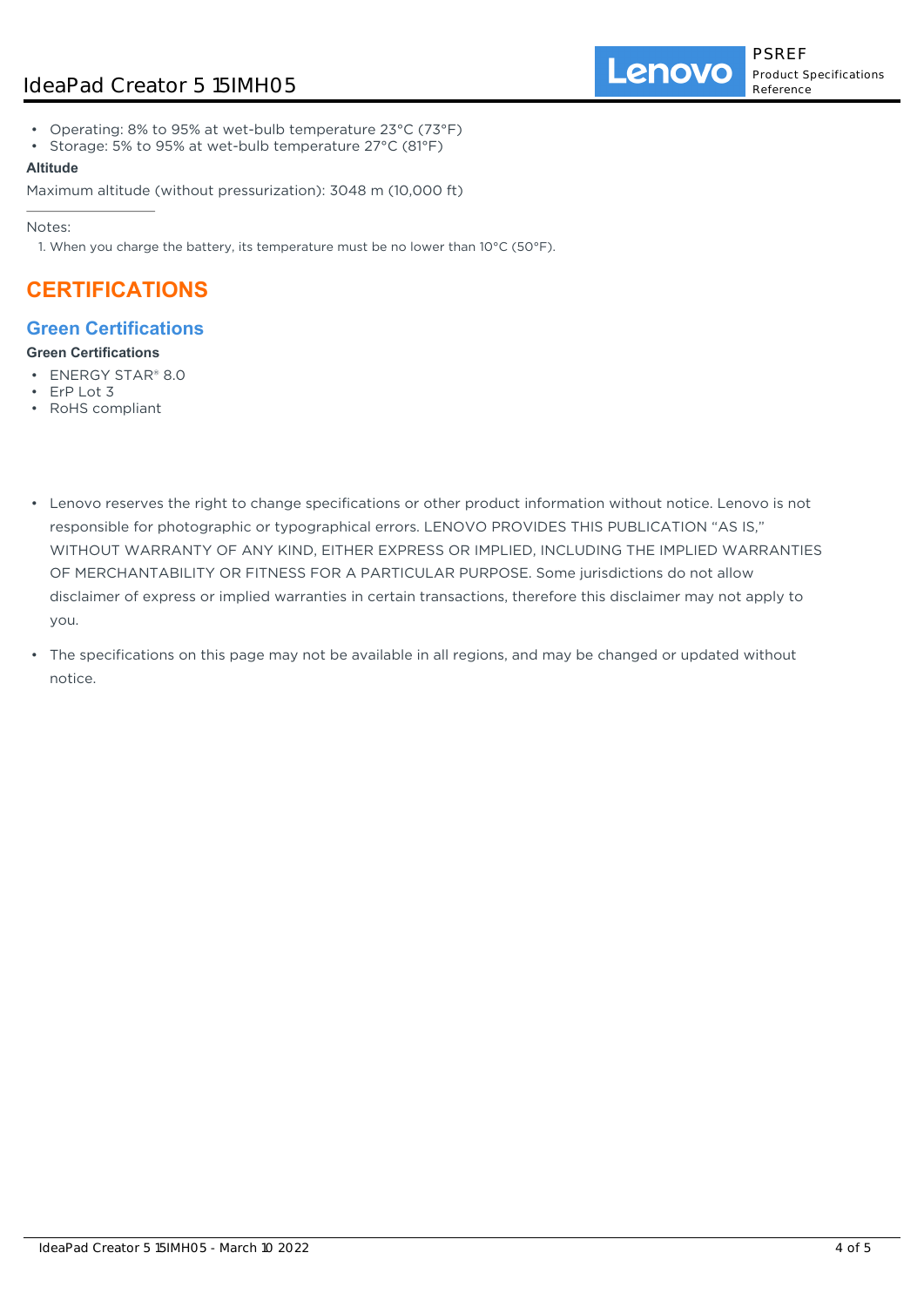- Operating: 8% to 95% at wet-bulb temperature 23°C (73°F)
- Storage: 5% to 95% at wet-bulb temperature 27°C (81°F)

**Altitude**

Maximum altitude (without pressurization): 3048 m (10,000 ft)

---

Notes:

1. When you charge the battery, its temperature must be no lower than 10°C (50°F).

# CERTIFICATIONS

## Green Certifications

**Green Certifications**

- ENERGY STAR® 8.0
- ErP Lot 3
- RoHS compliant

- Lenovo reserves the right to change specifications or other product information without notice. Lenovo is not responsible for photographic or typographical errors. LENOVO PROVIDES THIS PUBLICATION “AS IS,” WITHOUT WARRANTY OF ANY KIND, EITHER EXPRESS OR IMPLIED, INCLUDING THE IMPLIED WARRANTIES OF MERCHANTABILITY OR FITNESS FOR A PARTICULAR PURPOSE. Some jurisdictions do not allow disclaimer of express or implied warranties in certain transactions, therefore this disclaimer may not apply to you.
- The specifications on this page may not be available in all regions, and may be changed or updated without notice.